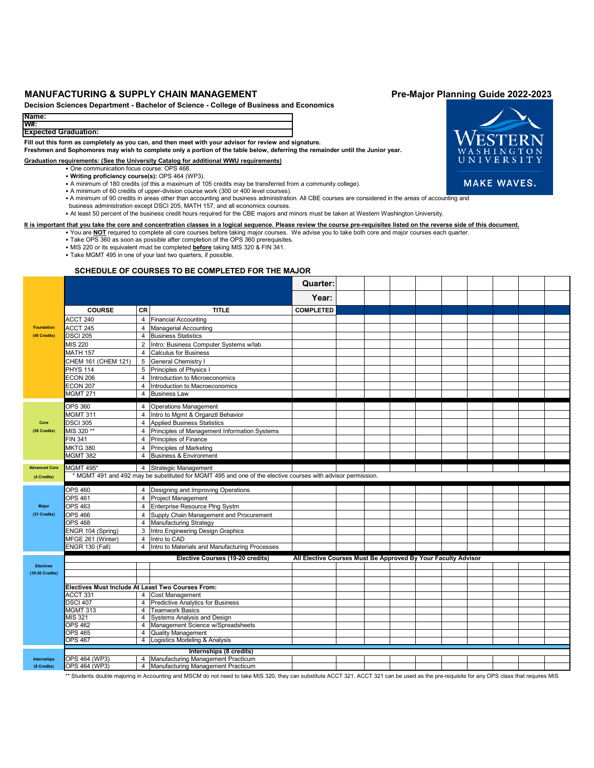# MANUFACTURING & SUPPLY CHAIN MANAGEMENT

**Pre-Major Planning Guide 2022-2023**

**Decision Sciences Department - Bachelor of Science - College of Business and Economics**

**Name:**
**W#:**
**Expected Graduation:**

**Fill out this form as completely as you can, and then meet with your advisor for review and signature.**
**Freshmen and Sophomores may wish to complete only a portion of the table below, deferring the remainder until the Junior year.**

**Graduation requirements: (See the University Catalog for additional WWU requirements)**

- One communication focus course: OPS 468.
- **Writing proficiency course(s):** OPS 464 (WP3).
- A minimum of 180 credits (of this a maximum of 105 credits may be transferred from a community college).
- A minimum of 60 credits of upper-division course work (300 or 400 level courses).
- A minimum of 90 credits in areas other than accounting and business administration. All CBE courses are considered in the areas of accounting and business administration except DSCI 205, MATH 157, and all economics courses.
- At least 50 percent of the business credit hours required for the CBE majors and minors must be taken at Western Washington University.

**It is important that you take the core and concentration classes in a logical sequence. Please review the course pre-requisites listed on the reverse side of this document.**

- You are **NOT** required to complete all core courses before taking major courses. We advise you to take both core and major courses each quarter.
- Take OPS 360 as soon as possible after completion of the OPS 360 prerequisites.
- MIS 220 or its equivalent must be completed **before** taking MIS 320 & FIN 341.
- Take MGMT 495 in one of your last two quarters, if possible.

## SCHEDULE OF COURSES TO BE COMPLETED FOR THE MAJOR

| | | | | Quarter: | | | | | | | | | |
|---|---|---|---|---|---|---|---|---|---|---|---|---|---|
| | | | | Year: | | | | | | | | | |
| | COURSE | CR | TITLE | COMPLETED | | | | | | | | | |
| Foundation (40 Credits) | ACCT 240 | 4 | Financial Accounting | | | | | | | | | | |
| | ACCT 245 | 4 | Managerial Accounting | | | | | | | | | | |
| | DSCI 205 | 4 | Business Statistics | | | | | | | | | | |
| | MIS 220 | 2 | Intro: Business Computer Systems w/lab | | | | | | | | | | |
| | MATH 157 | 4 | Calculus for Business | | | | | | | | | | |
| | CHEM 161 (CHEM 121) | 5 | General Chemistry I | | | | | | | | | | |
| | PHYS 114 | 5 | Principles of Physics I | | | | | | | | | | |
| | ECON 206 | 4 | Introduction to Microeconomics | | | | | | | | | | |
| | ECON 207 | 4 | Introduction to Macroeconomics | | | | | | | | | | |
| | MGMT 271 | 4 | Business Law | | | | | | | | | | |
| Core (28 Credits) | OPS 360 | 4 | Operations Management | | | | | | | | | | |
| | MGMT 311 | 4 | Intro to Mgmt & Organztl Behavior | | | | | | | | | | |
| | DSCI 305 | 4 | Applied Business Statistics | | | | | | | | | | |
| | MIS 320 ** | 4 | Principles of Management Information Systems | | | | | | | | | | |
| | FIN 341 | 4 | Principles of Finance | | | | | | | | | | |
| | MKTG 380 | 4 | Principles of Marketing | | | | | | | | | | |
| | MGMT 382 | 4 | Business & Environment | | | | | | | | | | |
| Advanced Core (4 Credits) | MGMT 495* | 4 | Strategic Management | | | | | | | | | | |
| | * MGMT 491 and 492 may be substituted for MGMT 495 and one of the elective courses with advisor permission. | | | | | | | | | | | | |
| Major (31 Credits) | OPS 460 | 4 | Designing and Improving Operations | | | | | | | | | | |
| | OPS 461 | 4 | Project Management | | | | | | | | | | |
| | OPS 463 | 4 | Enterprise Resource Plng Systm | | | | | | | | | | |
| | OPS 466 | 4 | Supply Chain Management and Procurement | | | | | | | | | | |
| | OPS 468 | 4 | Manufacturing Strategy | | | | | | | | | | |
| | ENGR 104 (Spring) | 3 | Intro Engineering Design Graphics | | | | | | | | | | |
| | MFGE 261 (Winter) | 4 | Intro to CAD | | | | | | | | | | |
| | ENGR 130 (Fall) | 4 | Intro to Materials and Manufacturing Processes | | | | | | | | | | |
| Electives (19-20 Credits) | | | Elective Courses (19-20 credits) | All Elective Courses Must Be Approved By Your Faculty Advisor | | | | | | | | | |
| | | | | | | | | | | | | | |
| | | | | | | | | | | | | | |
| | | | | | | | | | | | | | |
| | Electives Must Include At Least Two Courses From: | | | | | | | | | | | | |
| | ACCT 331 | 4 | Cost Management | | | | | | | | | | |
| | DSCI 407 | 4 | Predictive Analytics for Business | | | | | | | | | | |
| | MGMT 313 | 4 | Teamwork Basics | | | | | | | | | | |
| | MIS 321 | 4 | Systems Analysis and Design | | | | | | | | | | |
| | OPS 462 | 4 | Management Science w/Spreadsheets | | | | | | | | | | |
| | OPS 465 | 4 | Quality Management | | | | | | | | | | |
| | OPS 467 | 4 | Logistics Modeling & Analysis | | | | | | | | | | |
| Internships (8 Credits) | | | Internships (8 credits) | | | | | | | | | | |
| | OPS 464 (WP3) | 4 | Manufacturing Management Practicum | | | | | | | | | | |
| | OPS 464 (WP3) | 4 | Manufacturing Management Practicum | | | | | | | | | | |

** Students double majoring in Accounting and MSCM do not need to take MIS 320, they can substitute ACCT 321. ACCT 321 can be used as the pre-requisite for any OPS class that requires MIS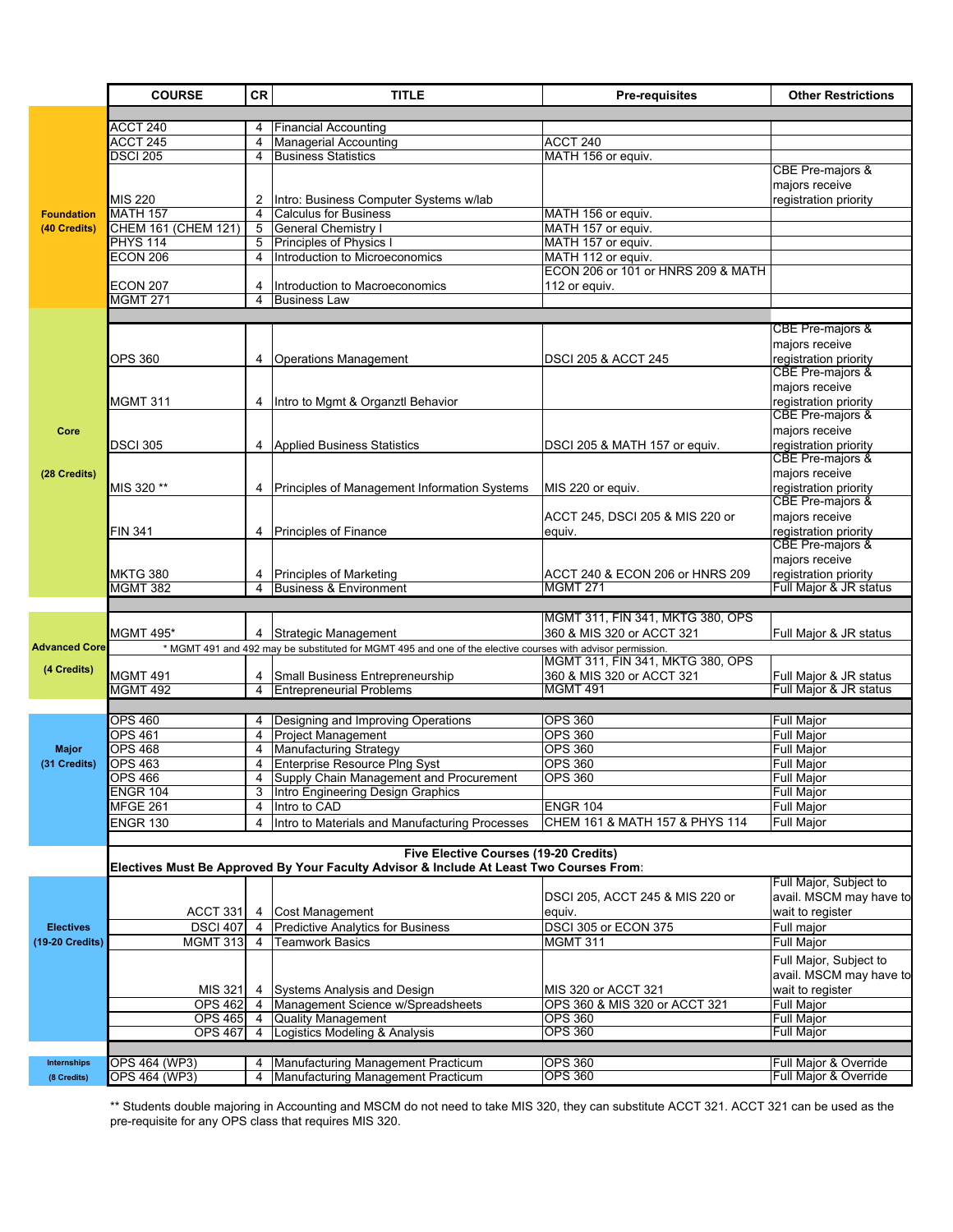| | COURSE | CR | TITLE | Pre-requisites | Other Restrictions |
|---|---|---|---|---|---|
| **Foundation (40 Credits)** | ACCT 240 | 4 | Financial Accounting | | |
| | ACCT 245 | 4 | Managerial Accounting | ACCT 240 | |
| | DSCI 205 | 4 | Business Statistics | MATH 156 or equiv. | |
| | MIS 220 | 2 | Intro: Business Computer Systems w/lab | | CBE Pre-majors & majors receive registration priority |
| | MATH 157 | 4 | Calculus for Business | MATH 156 or equiv. | |
| | CHEM 161 (CHEM 121) | 5 | General Chemistry I | MATH 157 or equiv. | |
| | PHYS 114 | 5 | Principles of Physics I | MATH 157 or equiv. | |
| | ECON 206 | 4 | Introduction to Microeconomics | MATH 112 or equiv. | |
| | ECON 207 | 4 | Introduction to Macroeconomics | ECON 206 or 101 or HNRS 209 & MATH 112 or equiv. | |
| | MGMT 271 | 4 | Business Law | | |
| **Core (28 Credits)** | OPS 360 | 4 | Operations Management | DSCI 205 & ACCT 245 | CBE Pre-majors & majors receive registration priority |
| | MGMT 311 | 4 | Intro to Mgmt & Organztl Behavior | | CBE Pre-majors & majors receive registration priority |
| | DSCI 305 | 4 | Applied Business Statistics | DSCI 205 & MATH 157 or equiv. | CBE Pre-majors & majors receive registration priority |
| | MIS 320 ** | 4 | Principles of Management Information Systems | MIS 220 or equiv. | CBE Pre-majors & majors receive registration priority |
| | FIN 341 | 4 | Principles of Finance | ACCT 245, DSCI 205 & MIS 220 or equiv. | CBE Pre-majors & majors receive registration priority |
| | MKTG 380 | 4 | Principles of Marketing | ACCT 240 & ECON 206 or HNRS 209 | CBE Pre-majors & majors receive registration priority |
| | MGMT 382 | 4 | Business & Environment | MGMT 271 | Full Major & JR status |
| **Advanced Core (4 Credits)** | MGMT 495* | 4 | Strategic Management | MGMT 311, FIN 341, MKTG 380, OPS 360 & MIS 320 or ACCT 321 | Full Major & JR status |
| | * MGMT 491 and 492 may be substituted for MGMT 495 and one of the elective courses with advisor permission. | | | | |
| | MGMT 491 | 4 | Small Business Entrepreneurship | MGMT 311, FIN 341, MKTG 380, OPS 360 & MIS 320 or ACCT 321 | Full Major & JR status |
| | MGMT 492 | 4 | Entrepreneurial Problems | MGMT 491 | Full Major & JR status |
| **Major (31 Credits)** | OPS 460 | 4 | Designing and Improving Operations | OPS 360 | Full Major |
| | OPS 461 | 4 | Project Management | OPS 360 | Full Major |
| | OPS 468 | 4 | Manufacturing Strategy | OPS 360 | Full Major |
| | OPS 463 | 4 | Enterprise Resource Plng Syst | OPS 360 | Full Major |
| | OPS 466 | 4 | Supply Chain Management and Procurement | OPS 360 | Full Major |
| | ENGR 104 | 3 | Intro Engineering Design Graphics | | Full Major |
| | MFGE 261 | 4 | Intro to CAD | ENGR 104 | Full Major |
| | ENGR 130 | 4 | Intro to Materials and Manufacturing Processes | CHEM 161 & MATH 157 & PHYS 114 | Full Major |
| **Electives (19-20 Credits)** | **Five Elective Courses (19-20 Credits)** **Electives Must Be Approved By Your Faculty Advisor & Include At Least Two Courses From:** | | | | |
| | ACCT 331 | 4 | Cost Management | DSCI 205, ACCT 245 & MIS 220 or equiv. | Full Major, Subject to avail. MSCM may have to wait to register |
| | DSCI 407 | 4 | Predictive Analytics for Business | DSCI 305 or ECON 375 | Full major |
| | MGMT 313 | 4 | Teamwork Basics | MGMT 311 | Full Major |
| | MIS 321 | 4 | Systems Analysis and Design | MIS 320 or ACCT 321 | Full Major, Subject to avail. MSCM may have to wait to register |
| | OPS 462 | 4 | Management Science w/Spreadsheets | OPS 360 & MIS 320 or ACCT 321 | Full Major |
| | OPS 465 | 4 | Quality Management | OPS 360 | Full Major |
| | OPS 467 | 4 | Logistics Modeling & Analysis | OPS 360 | Full Major |
| **Internships (8 Credits)** | OPS 464 (WP3) | 4 | Manufacturing Management Practicum | OPS 360 | Full Major & Override |
| | OPS 464 (WP3) | 4 | Manufacturing Management Practicum | OPS 360 | Full Major & Override |

** Students double majoring in Accounting and MSCM do not need to take MIS 320, they can substitute ACCT 321. ACCT 321 can be used as the pre-requisite for any OPS class that requires MIS 320.